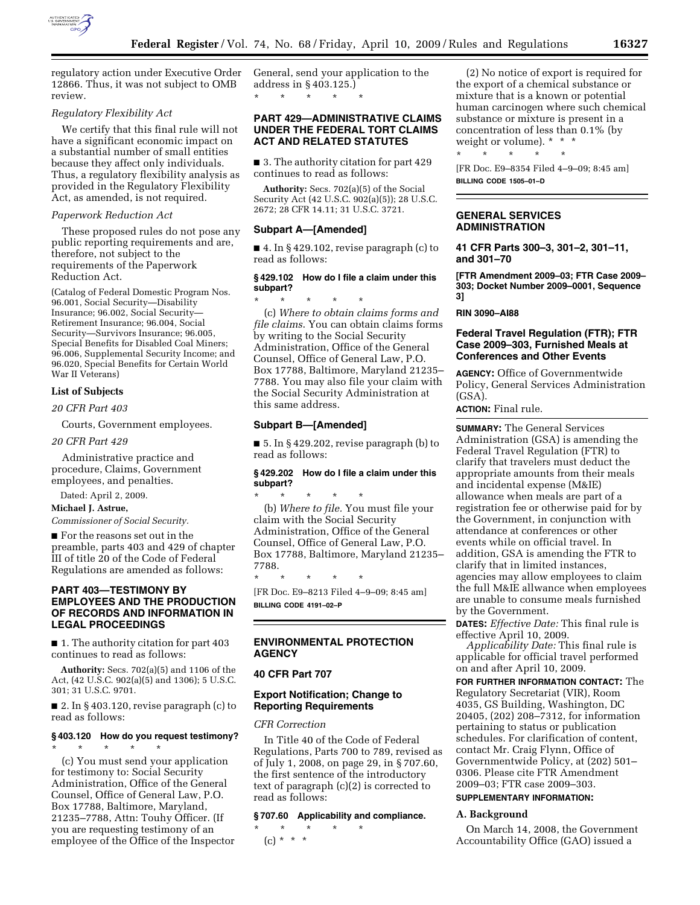regulatory action under Executive Order 12866. Thus, it was not subject to OMB review.

*Regulatory Flexibility Act*

We certify that this final rule will not have a significant economic impact on a substantial number of small entities because they affect only individuals. Thus, a regulatory flexibility analysis as provided in the Regulatory Flexibility Act, as amended, is not required.

*Paperwork Reduction Act*

These proposed rules do not pose any public reporting requirements and are, therefore, not subject to the requirements of the Paperwork Reduction Act.

(Catalog of Federal Domestic Program Nos. 96.001, Social Security—Disability Insurance; 96.002, Social Security—Retirement Insurance; 96.004, Social Security—Survivors Insurance; 96.005, Special Benefits for Disabled Coal Miners; 96.006, Supplemental Security Income; and 96.020, Special Benefits for Certain World War II Veterans)

**List of Subjects**

*20 CFR Part 403*

Courts, Government employees.

*20 CFR Part 429*

Administrative practice and procedure, Claims, Government employees, and penalties.

Dated: April 2, 2009.

**Michael J. Astrue,**

*Commissioner of Social Security.*

■ For the reasons set out in the preamble, parts 403 and 429 of chapter III of title 20 of the Code of Federal Regulations are amended as follows:

## PART 403—TESTIMONY BY EMPLOYEES AND THE PRODUCTION OF RECORDS AND INFORMATION IN LEGAL PROCEEDINGS

■ 1. The authority citation for part 403 continues to read as follows:

**Authority:** Secs. 702(a)(5) and 1106 of the Act, (42 U.S.C. 902(a)(5) and 1306); 5 U.S.C. 301; 31 U.S.C. 9701.

■ 2. In § 403.120, revise paragraph (c) to read as follows:

### § 403.120 How do you request testimony?

\* \* \* \* \*

(c) You must send your application for testimony to: Social Security Administration, Office of the General Counsel, Office of General Law, P.O. Box 17788, Baltimore, Maryland, 21235–7788, Attn: Touhy Officer. (If you are requesting testimony of an employee of the Office of the Inspector General, send your application to the address in § 403.125.)

\* \* \* \* \*

## PART 429—ADMINISTRATIVE CLAIMS UNDER THE FEDERAL TORT CLAIMS ACT AND RELATED STATUTES

■ 3. The authority citation for part 429 continues to read as follows:

**Authority:** Secs. 702(a)(5) of the Social Security Act (42 U.S.C. 902(a)(5)); 28 U.S.C. 2672; 28 CFR 14.11; 31 U.S.C. 3721.

### Subpart A—[Amended]

■ 4. In § 429.102, revise paragraph (c) to read as follows:

### § 429.102 How do I file a claim under this subpart?

\* \* \* \* \*

(c) *Where to obtain claims forms and file claims.* You can obtain claims forms by writing to the Social Security Administration, Office of the General Counsel, Office of General Law, P.O. Box 17788, Baltimore, Maryland 21235–7788. You may also file your claim with the Social Security Administration at this same address.

### Subpart B—[Amended]

■ 5. In § 429.202, revise paragraph (b) to read as follows:

### § 429.202 How do I file a claim under this subpart?

\* \* \* \* \*

(b) *Where to file.* You must file your claim with the Social Security Administration, Office of the General Counsel, Office of General Law, P.O. Box 17788, Baltimore, Maryland 21235–7788.

\* \* \* \* \*

[FR Doc. E9–8213 Filed 4–9–09; 8:45 am]

**BILLING CODE 4191–02–P**

## ENVIRONMENTAL PROTECTION AGENCY

## 40 CFR Part 707

## Export Notification; Change to Reporting Requirements

*CFR Correction*

In Title 40 of the Code of Federal Regulations, Parts 700 to 789, revised as of July 1, 2008, on page 29, in § 707.60, the first sentence of the introductory text of paragraph (c)(2) is corrected to read as follows:

### § 707.60 Applicability and compliance.

\* \* \* \* \*

(c) \* \* \*

(2) No notice of export is required for the export of a chemical substance or mixture that is a known or potential human carcinogen where such chemical substance or mixture is present in a concentration of less than 0.1% (by weight or volume). \* \* \*

\* \* \* \* \*

[FR Doc. E9–8354 Filed 4–9–09; 8:45 am]

**BILLING CODE 1505–01–D**

## GENERAL SERVICES ADMINISTRATION

## 41 CFR Parts 300–3, 301–2, 301–11, and 301–70

**[FTR Amendment 2009–03; FTR Case 2009–303; Docket Number 2009–0001, Sequence 3]**

**RIN 3090–AI88**

## Federal Travel Regulation (FTR); FTR Case 2009–303, Furnished Meals at Conferences and Other Events

**AGENCY:** Office of Governmentwide Policy, General Services Administration (GSA).

**ACTION:** Final rule.

**SUMMARY:** The General Services Administration (GSA) is amending the Federal Travel Regulation (FTR) to clarify that travelers must deduct the appropriate amounts from their meals and incidental expense (M&IE) allowance when meals are part of a registration fee or otherwise paid for by the Government, in conjunction with attendance at conferences or other events while on official travel. In addition, GSA is amending the FTR to clarify that in limited instances, agencies may allow employees to claim the full M&IE allwance when employees are unable to consume meals furnished by the Government.

**DATES:** *Effective Date:* This final rule is effective April 10, 2009.

*Applicability Date:* This final rule is applicable for official travel performed on and after April 10, 2009.

**FOR FURTHER INFORMATION CONTACT:** The Regulatory Secretariat (VIR), Room 4035, GS Building, Washington, DC 20405, (202) 208–7312, for information pertaining to status or publication schedules. For clarification of content, contact Mr. Craig Flynn, Office of Governmentwide Policy, at (202) 501–0306. Please cite FTR Amendment 2009–03; FTR case 2009–303.

**SUPPLEMENTARY INFORMATION:**

### A. Background

On March 14, 2008, the Government Accountability Office (GAO) issued a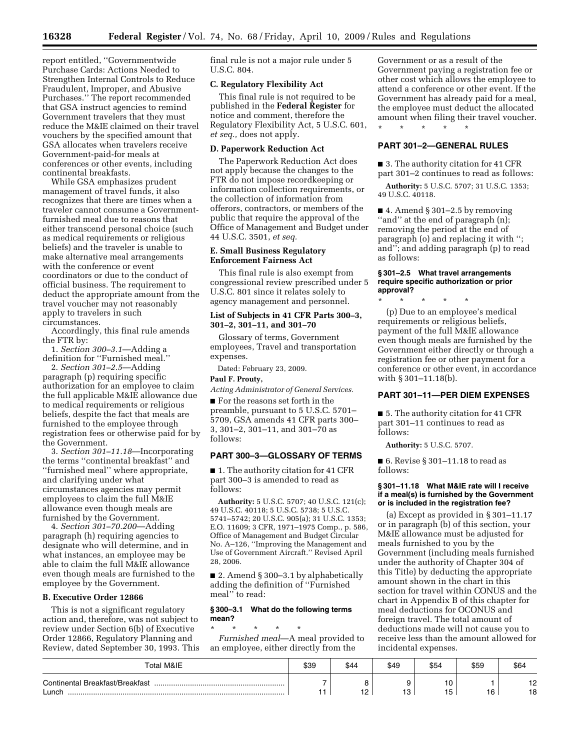report entitled, ''Governmentwide Purchase Cards: Actions Needed to Strengthen Internal Controls to Reduce Fraudulent, Improper, and Abusive Purchases.'' The report recommended that GSA instruct agencies to remind Government travelers that they must reduce the M&IE claimed on their travel vouchers by the specified amount that GSA allocates when travelers receive Government-paid-for meals at conferences or other events, including continental breakfasts.

While GSA emphasizes prudent management of travel funds, it also recognizes that there are times when a traveler cannot consume a Government-furnished meal due to reasons that either transcend personal choice (such as medical requirements or religious beliefs) and the traveler is unable to make alternative meal arrangements with the conference or event coordinators or due to the conduct of official business. The requirement to deduct the appropriate amount from the travel voucher may not reasonably apply to travelers in such circumstances.

Accordingly, this final rule amends the FTR by:

1. *Section 300–3.1*—Adding a definition for ''Furnished meal.''

2. *Section 301–2.5*—Adding paragraph (p) requiring specific authorization for an employee to claim the full applicable M&IE allowance due to medical requirements or religious beliefs, despite the fact that meals are furnished to the employee through registration fees or otherwise paid for by the Government.

3. *Section 301–11.18*—Incorporating the terms ''continental breakfast'' and ''furnished meal'' where appropriate, and clarifying under what circumstances agencies may permit employees to claim the full M&IE allowance even though meals are furnished by the Government.

4. *Section 301–70.200*—Adding paragraph (h) requiring agencies to designate who will determine, and in what instances, an employee may be able to claim the full M&IE allowance even though meals are furnished to the employee by the Government.

**B. Executive Order 12866**

This is not a significant regulatory action and, therefore, was not subject to review under Section 6(b) of Executive Order 12866, Regulatory Planning and Review, dated September 30, 1993. This final rule is not a major rule under 5 U.S.C. 804.

**C. Regulatory Flexibility Act**

This final rule is not required to be published in the **Federal Register** for notice and comment, therefore the Regulatory Flexibility Act, 5 U.S.C. 601, *et seq.,* does not apply.

**D. Paperwork Reduction Act**

The Paperwork Reduction Act does not apply because the changes to the FTR do not impose recordkeeping or information collection requirements, or the collection of information from offerors, contractors, or members of the public that require the approval of the Office of Management and Budget under 44 U.S.C. 3501, *et seq.*

**E. Small Business Regulatory Enforcement Fairness Act**

This final rule is also exempt from congressional review prescribed under 5 U.S.C. 801 since it relates solely to agency management and personnel.

**List of Subjects in 41 CFR Parts 300–3, 301–2, 301–11, and 301–70**

Glossary of terms, Government employees, Travel and transportation expenses.

Dated: February 23, 2009.

**Paul F. Prouty,**

*Acting Administrator of General Services.*

■ For the reasons set forth in the preamble, pursuant to 5 U.S.C. 5701–5709, GSA amends 41 CFR parts 300–3, 301–2, 301–11, and 301–70 as follows:

## PART 300–3—GLOSSARY OF TERMS

■ 1. The authority citation for 41 CFR part 300–3 is amended to read as follows:

**Authority:** 5 U.S.C. 5707; 40 U.S.C. 121(c); 49 U.S.C. 40118; 5 U.S.C. 5738; 5 U.S.C. 5741–5742; 20 U.S.C. 905(a); 31 U.S.C. 1353; E.O. 11609; 3 CFR, 1971–1975 Comp., p. 586, Office of Management and Budget Circular No. A–126, ''Improving the Management and Use of Government Aircraft.'' Revised April 28, 2006.

■ 2. Amend § 300–3.1 by alphabetically adding the definition of ''Furnished meal'' to read:

**§ 300–3.1 What do the following terms mean?**

\* \* \* \* \*

*Furnished meal*—A meal provided to an employee, either directly from the Government or as a result of the Government paying a registration fee or other cost which allows the employee to attend a conference or other event. If the Government has already paid for a meal, the employee must deduct the allocated amount when filing their travel voucher.

\* \* \* \* \*

## PART 301–2—GENERAL RULES

■ 3. The authority citation for 41 CFR part 301–2 continues to read as follows:

**Authority:** 5 U.S.C. 5707; 31 U.S.C. 1353; 49 U.S.C. 40118.

■ 4. Amend § 301–2.5 by removing ''and'' at the end of paragraph (n); removing the period at the end of paragraph (o) and replacing it with ''; and''; and adding paragraph (p) to read as follows:

**§ 301–2.5 What travel arrangements require specific authorization or prior approval?**

\* \* \* \* \*

(p) Due to an employee's medical requirements or religious beliefs, payment of the full M&IE allowance even though meals are furnished by the Government either directly or through a registration fee or other payment for a conference or other event, in accordance with § 301–11.18(b).

## PART 301–11—PER DIEM EXPENSES

■ 5. The authority citation for 41 CFR part 301–11 continues to read as follows:

**Authority:** 5 U.S.C. 5707.

■ 6. Revise § 301–11.18 to read as follows:

**§ 301–11.18 What M&IE rate will I receive if a meal(s) is furnished by the Government or is included in the registration fee?**

(a) Except as provided in § 301–11.17 or in paragraph (b) of this section, your M&IE allowance must be adjusted for meals furnished to you by the Government (including meals furnished under the authority of Chapter 304 of this Title) by deducting the appropriate amount shown in the chart in this section for travel within CONUS and the chart in Appendix B of this chapter for meal deductions for OCONUS and foreign travel. The total amount of deductions made will not cause you to receive less than the amount allowed for incidental expenses.

| Total M&IE | $39 | $44 | $49 | $54 | $59 | $64 |
|---|---|---|---|---|---|---|
| Continental Breakfast/Breakfast | 7 | 8 | 9 | 10 | 1 | 12 |
| Lunch | 11 | 12 | 13 | 15 | 16 | 18 |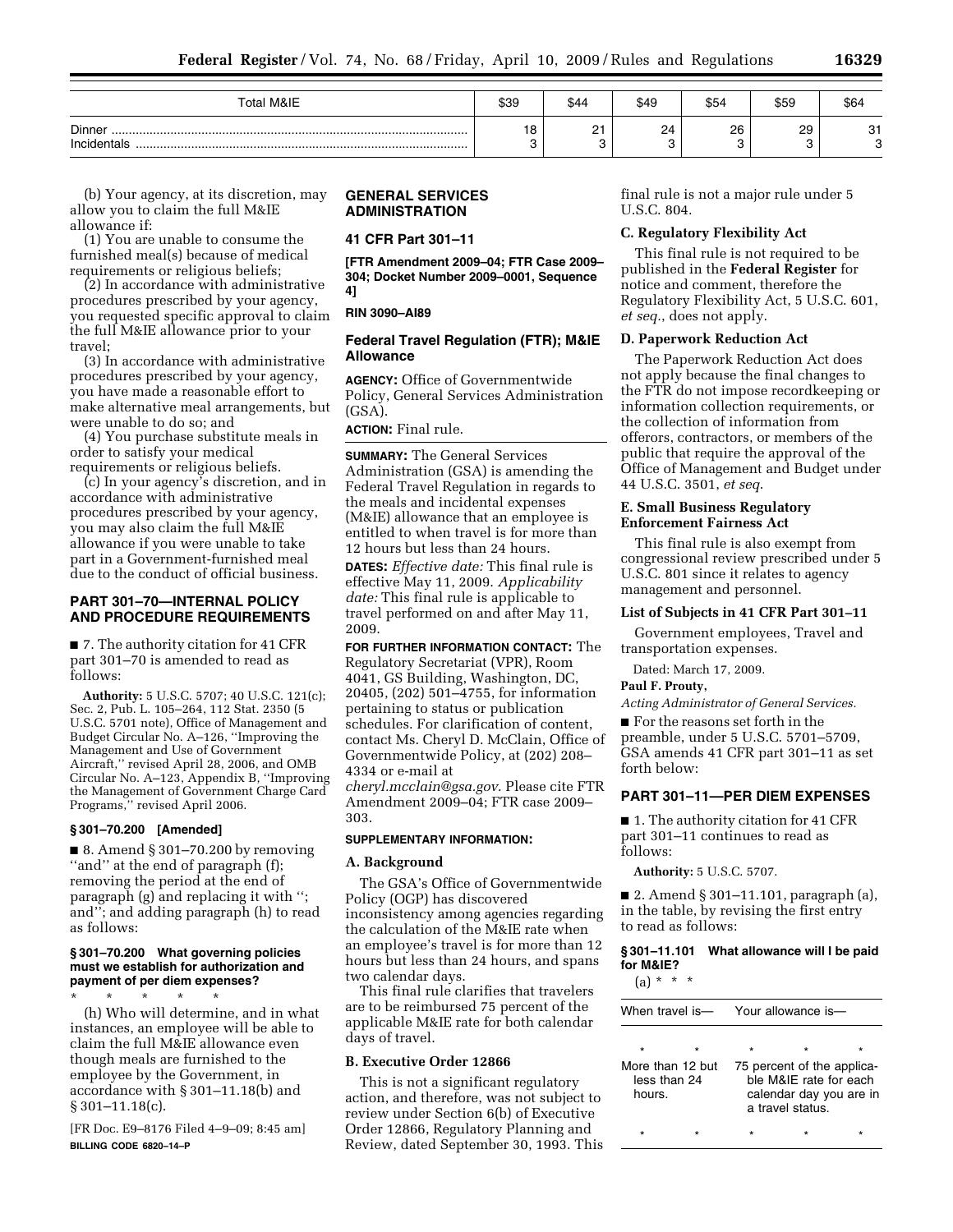| Total M&IE | $39 | $44 | $49 | $54 | $59 | $64 |
| --- | --- | --- | --- | --- | --- | --- |
| Dinner | 18 | 21 | 24 | 26 | 29 | 31 |
| Incidentals | 3 | 3 | 3 | 3 | 3 | 3 |

(b) Your agency, at its discretion, may allow you to claim the full M&IE allowance if:

(1) You are unable to consume the furnished meal(s) because of medical requirements or religious beliefs;

(2) In accordance with administrative procedures prescribed by your agency, you requested specific approval to claim the full M&IE allowance prior to your travel;

(3) In accordance with administrative procedures prescribed by your agency, you have made a reasonable effort to make alternative meal arrangements, but were unable to do so; and

(4) You purchase substitute meals in order to satisfy your medical requirements or religious beliefs.

(c) In your agency's discretion, and in accordance with administrative procedures prescribed by your agency, you may also claim the full M&IE allowance if you were unable to take part in a Government-furnished meal due to the conduct of official business.

## PART 301–70—INTERNAL POLICY AND PROCEDURE REQUIREMENTS

■ 7. The authority citation for 41 CFR part 301–70 is amended to read as follows:

**Authority:** 5 U.S.C. 5707; 40 U.S.C. 121(c); Sec. 2, Pub. L. 105–264, 112 Stat. 2350 (5 U.S.C. 5701 note), Office of Management and Budget Circular No. A–126, ''Improving the Management and Use of Government Aircraft,'' revised April 28, 2006, and OMB Circular No. A–123, Appendix B, ''Improving the Management of Government Charge Card Programs,'' revised April 2006.

### § 301–70.200 [Amended]

■ 8. Amend § 301–70.200 by removing ''and'' at the end of paragraph (f); removing the period at the end of paragraph (g) and replacing it with ''; and''; and adding paragraph (h) to read as follows:

### § 301–70.200 What governing policies must we establish for authorization and payment of per diem expenses?

\* \* \* \* \*

(h) Who will determine, and in what instances, an employee will be able to claim the full M&IE allowance even though meals are furnished to the employee by the Government, in accordance with § 301–11.18(b) and § 301–11.18(c).

[FR Doc. E9–8176 Filed 4–9–09; 8:45 am]

**BILLING CODE 6820–14–P**

## GENERAL SERVICES ADMINISTRATION

### 41 CFR Part 301–11

**[FTR Amendment 2009–04; FTR Case 2009–304; Docket Number 2009–0001, Sequence 4]**

**RIN 3090–AI89**

### Federal Travel Regulation (FTR); M&IE Allowance

**AGENCY:** Office of Governmentwide Policy, General Services Administration (GSA).

**ACTION:** Final rule.

**SUMMARY:** The General Services Administration (GSA) is amending the Federal Travel Regulation in regards to the meals and incidental expenses (M&IE) allowance that an employee is entitled to when travel is for more than 12 hours but less than 24 hours.

**DATES:** *Effective date:* This final rule is effective May 11, 2009. *Applicability date:* This final rule is applicable to travel performed on and after May 11, 2009.

**FOR FURTHER INFORMATION CONTACT:** The Regulatory Secretariat (VPR), Room 4041, GS Building, Washington, DC, 20405, (202) 501–4755, for information pertaining to status or publication schedules. For clarification of content, contact Ms. Cheryl D. McClain, Office of Governmentwide Policy, at (202) 208–4334 or e-mail at *cheryl.mcclain@gsa.gov*. Please cite FTR Amendment 2009–04; FTR case 2009–303.

**SUPPLEMENTARY INFORMATION:**

#### A. Background

The GSA's Office of Governmentwide Policy (OGP) has discovered inconsistency among agencies regarding the calculation of the M&IE rate when an employee's travel is for more than 12 hours but less than 24 hours, and spans two calendar days.

This final rule clarifies that travelers are to be reimbursed 75 percent of the applicable M&IE rate for both calendar days of travel.

#### B. Executive Order 12866

This is not a significant regulatory action, and therefore, was not subject to review under Section 6(b) of Executive Order 12866, Regulatory Planning and Review, dated September 30, 1993. This final rule is not a major rule under 5 U.S.C. 804.

#### C. Regulatory Flexibility Act

This final rule is not required to be published in the **Federal Register** for notice and comment, therefore the Regulatory Flexibility Act, 5 U.S.C. 601, *et seq.*, does not apply.

#### D. Paperwork Reduction Act

The Paperwork Reduction Act does not apply because the final changes to the FTR do not impose recordkeeping or information collection requirements, or the collection of information from offerors, contractors, or members of the public that require the approval of the Office of Management and Budget under 44 U.S.C. 3501, *et seq*.

#### E. Small Business Regulatory Enforcement Fairness Act

This final rule is also exempt from congressional review prescribed under 5 U.S.C. 801 since it relates to agency management and personnel.

#### List of Subjects in 41 CFR Part 301–11

Government employees, Travel and transportation expenses.

Dated: March 17, 2009.

**Paul F. Prouty,**

*Acting Administrator of General Services.*

■ For the reasons set forth in the preamble, under 5 U.S.C. 5701–5709, GSA amends 41 CFR part 301–11 as set forth below:

## PART 301–11—PER DIEM EXPENSES

■ 1. The authority citation for 41 CFR part 301–11 continues to read as follows:

**Authority:** 5 U.S.C. 5707.

■ 2. Amend § 301–11.101, paragraph (a), in the table, by revising the first entry to read as follows:

### § 301–11.101 What allowance will I be paid for M&IE?

(a) \* \* \*

| When travel is— | Your allowance is— |
| --- | --- |
| \* \* | \* \* \* |
| More than 12 but less than 24 hours. | 75 percent of the applicable M&IE rate for each calendar day you are in a travel status. |
| \* \* | \* \* \* |